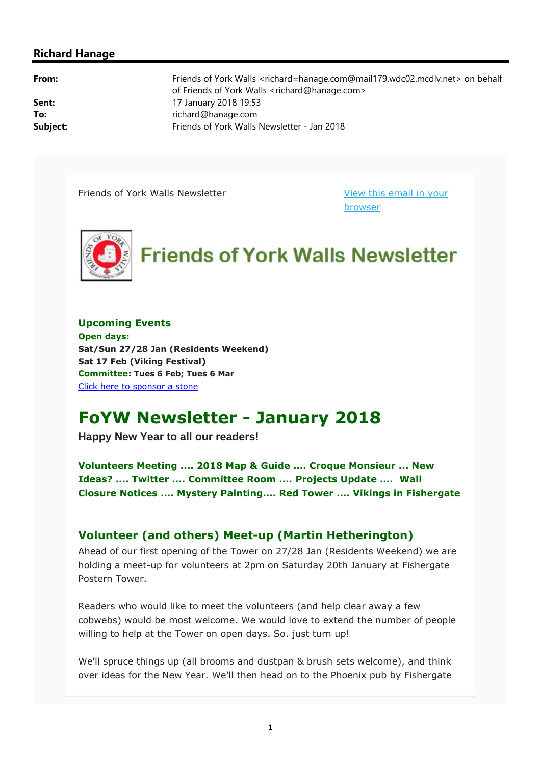**Richard Hanage**

| | |
|---|---|
| **From:** | Friends of York Walls <richard=hanage.com@mail179.wdc02.mcdlv.net> on behalf of Friends of York Walls <richard@hanage.com> |
| **Sent:** | 17 January 2018 19:53 |
| **To:** | richard@hanage.com |
| **Subject:** | Friends of York Walls Newsletter - Jan 2018 |

Friends of York Walls Newsletter

[View this email in your browser]

# Friends of York Walls Newsletter

### Upcoming Events

**Open days:**
**Sat/Sun 27/28 Jan (Residents Weekend)**
**Sat 17 Feb (Viking Festival)**
**Committee: Tues 6 Feb; Tues 6 Mar**
[Click here to sponsor a stone]

# FoYW Newsletter - January 2018

**Happy New Year to all our readers!**

**Volunteers Meeting .... 2018 Map & Guide .... Croque Monsieur ... New Ideas? .... Twitter .... Committee Room .... Projects Update .... Wall Closure Notices .... Mystery Painting.... Red Tower .... Vikings in Fishergate**

## Volunteer (and others) Meet-up (Martin Hetherington)

Ahead of our first opening of the Tower on 27/28 Jan (Residents Weekend) we are holding a meet-up for volunteers at 2pm on Saturday 20th January at Fishergate Postern Tower.

Readers who would like to meet the volunteers (and help clear away a few cobwebs) would be most welcome. We would love to extend the number of people willing to help at the Tower on open days. So. just turn up!

We'll spruce things up (all brooms and dustpan & brush sets welcome), and think over ideas for the New Year. We'll then head on to the Phoenix pub by Fishergate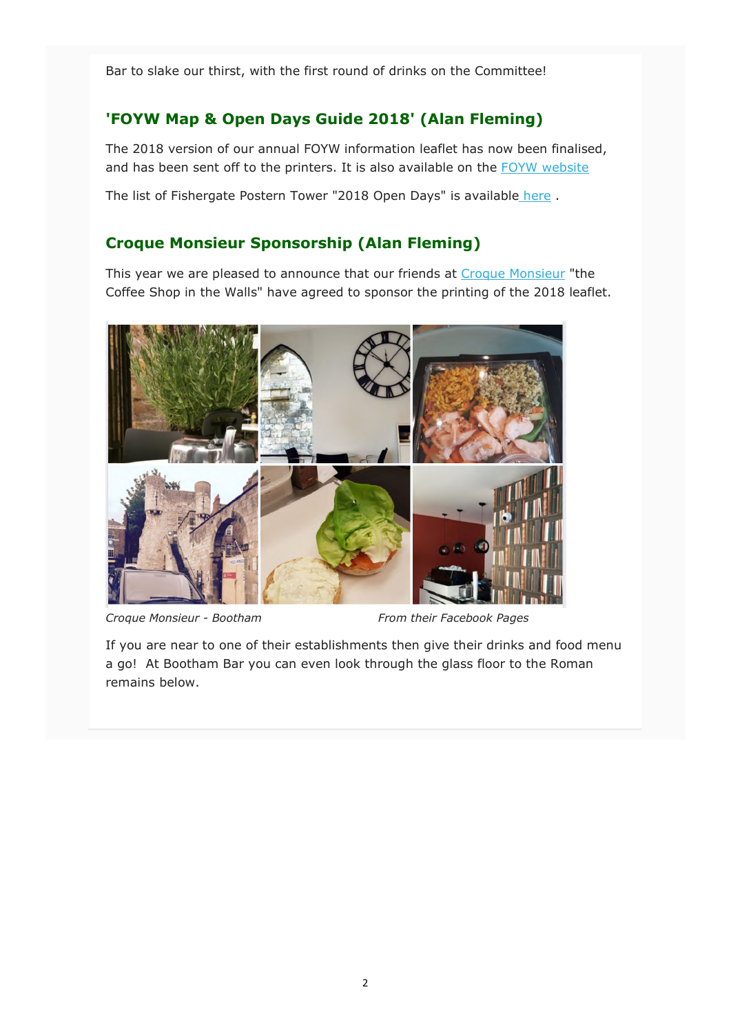Bar to slake our thirst, with the first round of drinks on the Committee!

## 'FOYW Map & Open Days Guide 2018' (Alan Fleming)

The 2018 version of our annual FOYW information leaflet has now been finalised, and has been sent off to the printers. It is also available on the FOYW website

The list of Fishergate Postern Tower "2018 Open Days" is available here .

## Croque Monsieur Sponsorship (Alan Fleming)

This year we are pleased to announce that our friends at Croque Monsieur "the Coffee Shop in the Walls" have agreed to sponsor the printing of the 2018 leaflet.

*Croque Monsieur - Bootham* *From their Facebook Pages*

If you are near to one of their establishments then give their drinks and food menu a go! At Bootham Bar you can even look through the glass floor to the Roman remains below.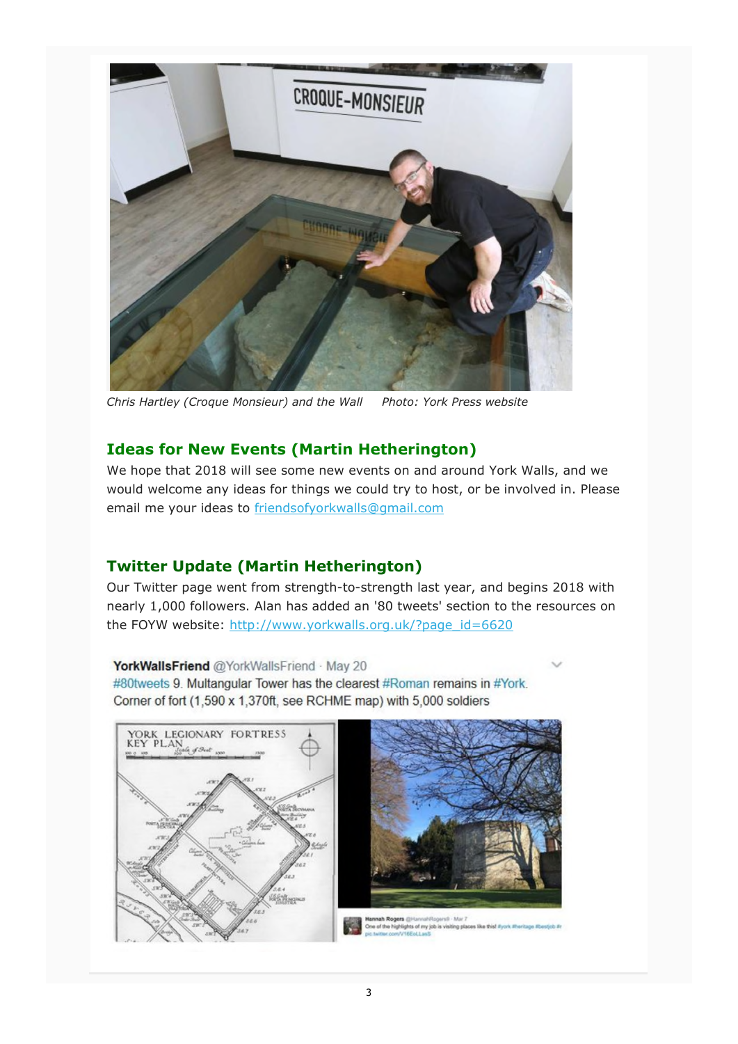*Chris Hartley (Croque Monsieur) and the Wall Photo: York Press website*

## Ideas for New Events (Martin Hetherington)

We hope that 2018 will see some new events on and around York Walls, and we would welcome any ideas for things we could try to host, or be involved in. Please email me your ideas to friendsofyorkwalls@gmail.com

## Twitter Update (Martin Hetherington)

Our Twitter page went from strength-to-strength last year, and begins 2018 with nearly 1,000 followers. Alan has added an '80 tweets' section to the resources on the FOYW website: http://www.yorkwalls.org.uk/?page_id=6620

YorkWallsFriend @YorkWallsFriend · May 20
#80tweets 9. Multangular Tower has the clearest #Roman remains in #York. Corner of fort (1,590 x 1,370ft, see RCHME map) with 5,000 soldiers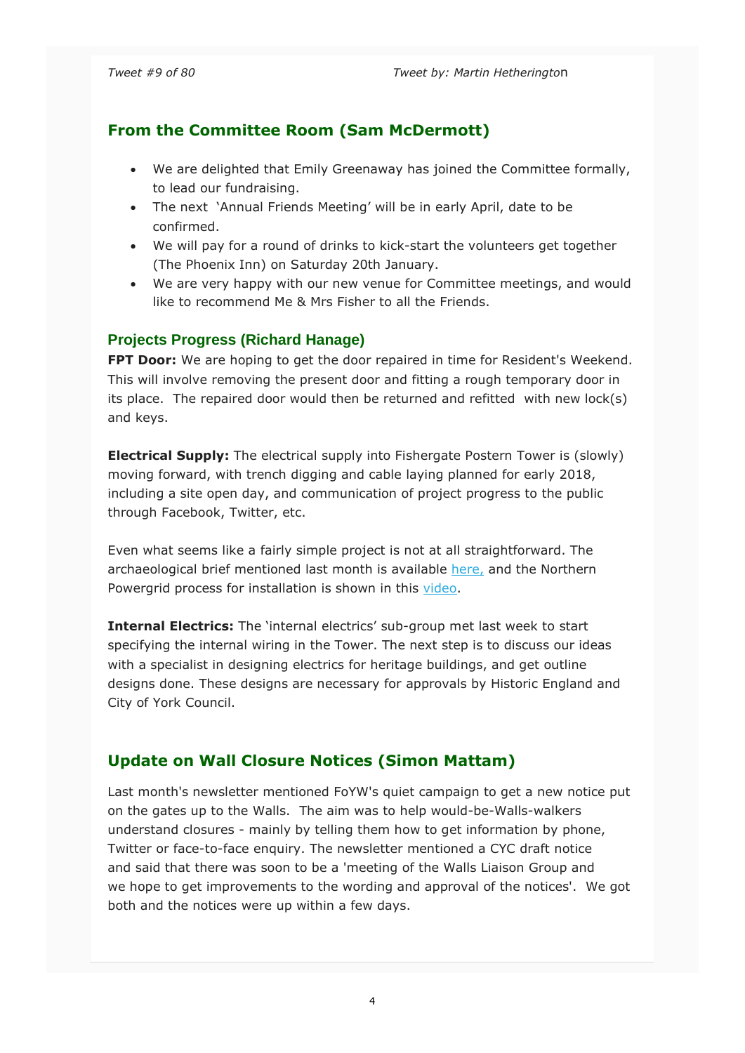*Tweet #9 of 80* *Tweet by: Martin Hetherington*

## From the Committee Room (Sam McDermott)

- We are delighted that Emily Greenaway has joined the Committee formally, to lead our fundraising.
- The next 'Annual Friends Meeting' will be in early April, date to be confirmed.
- We will pay for a round of drinks to kick-start the volunteers get together (The Phoenix Inn) on Saturday 20th January.
- We are very happy with our new venue for Committee meetings, and would like to recommend Me & Mrs Fisher to all the Friends.

### Projects Progress (Richard Hanage)

**FPT Door:** We are hoping to get the door repaired in time for Resident's Weekend. This will involve removing the present door and fitting a rough temporary door in its place. The repaired door would then be returned and refitted with new lock(s) and keys.

**Electrical Supply:** The electrical supply into Fishergate Postern Tower is (slowly) moving forward, with trench digging and cable laying planned for early 2018, including a site open day, and communication of project progress to the public through Facebook, Twitter, etc.

Even what seems like a fairly simple project is not at all straightforward. The archaeological brief mentioned last month is available here, and the Northern Powergrid process for installation is shown in this video.

**Internal Electrics:** The 'internal electrics' sub-group met last week to start specifying the internal wiring in the Tower. The next step is to discuss our ideas with a specialist in designing electrics for heritage buildings, and get outline designs done. These designs are necessary for approvals by Historic England and City of York Council.

## Update on Wall Closure Notices (Simon Mattam)

Last month's newsletter mentioned FoYW's quiet campaign to get a new notice put on the gates up to the Walls. The aim was to help would-be-Walls-walkers understand closures - mainly by telling them how to get information by phone, Twitter or face-to-face enquiry. The newsletter mentioned a CYC draft notice and said that there was soon to be a 'meeting of the Walls Liaison Group and we hope to get improvements to the wording and approval of the notices'. We got both and the notices were up within a few days.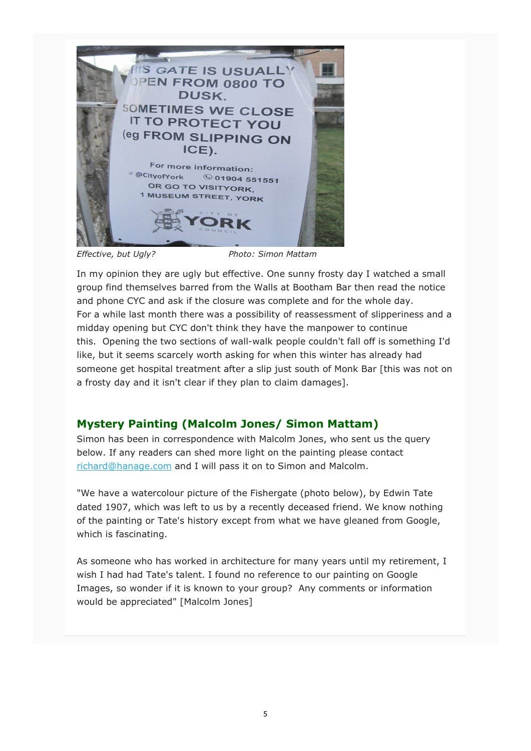*Effective, but Ugly?* *Photo: Simon Mattam*

In my opinion they are ugly but effective. One sunny frosty day I watched a small group find themselves barred from the Walls at Bootham Bar then read the notice and phone CYC and ask if the closure was complete and for the whole day. For a while last month there was a possibility of reassessment of slipperiness and a midday opening but CYC don't think they have the manpower to continue this. Opening the two sections of wall-walk people couldn't fall off is something I'd like, but it seems scarcely worth asking for when this winter has already had someone get hospital treatment after a slip just south of Monk Bar [this was not on a frosty day and it isn't clear if they plan to claim damages].

## Mystery Painting (Malcolm Jones/ Simon Mattam)

Simon has been in correspondence with Malcolm Jones, who sent us the query below. If any readers can shed more light on the painting please contact richard@hanage.com and I will pass it on to Simon and Malcolm.

"We have a watercolour picture of the Fishergate (photo below), by Edwin Tate dated 1907, which was left to us by a recently deceased friend. We know nothing of the painting or Tate's history except from what we have gleaned from Google, which is fascinating.

As someone who has worked in architecture for many years until my retirement, I wish I had had Tate's talent. I found no reference to our painting on Google Images, so wonder if it is known to your group? Any comments or information would be appreciated" [Malcolm Jones]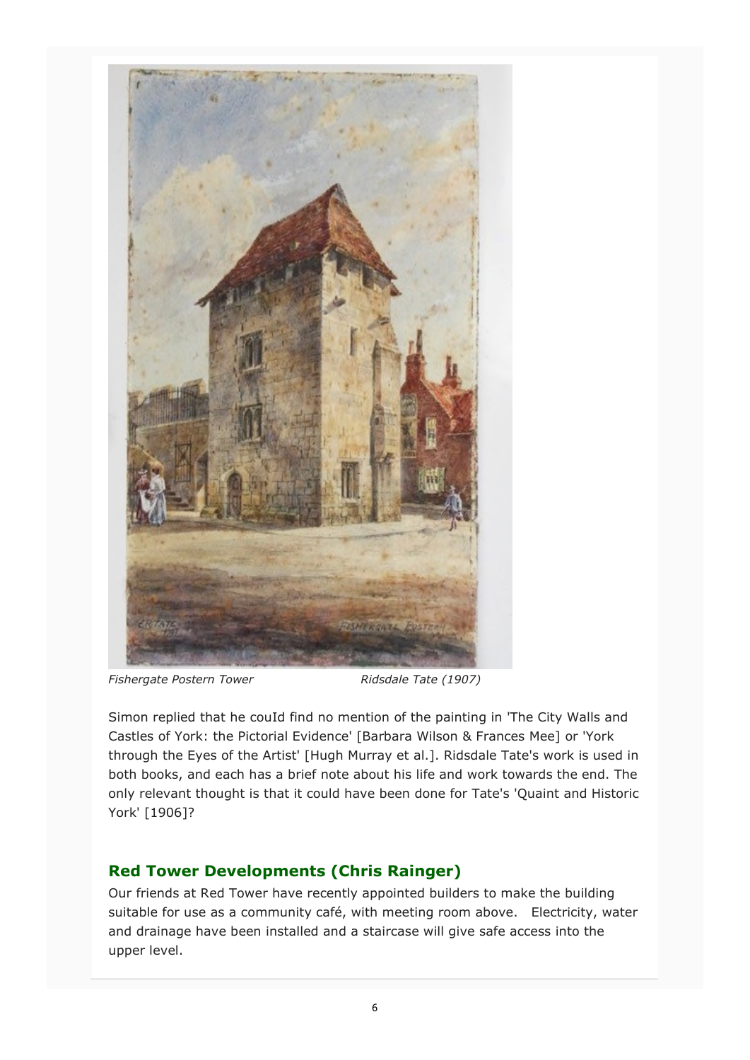*Fishergate Postern Tower* *Ridsdale Tate (1907)*

Simon replied that he could find no mention of the painting in 'The City Walls and Castles of York: the Pictorial Evidence' [Barbara Wilson & Frances Mee] or 'York through the Eyes of the Artist' [Hugh Murray et al.]. Ridsdale Tate's work is used in both books, and each has a brief note about his life and work towards the end. The only relevant thought is that it could have been done for Tate's 'Quaint and Historic York' [1906]?

## Red Tower Developments (Chris Rainger)

Our friends at Red Tower have recently appointed builders to make the building suitable for use as a community café, with meeting room above. Electricity, water and drainage have been installed and a staircase will give safe access into the upper level.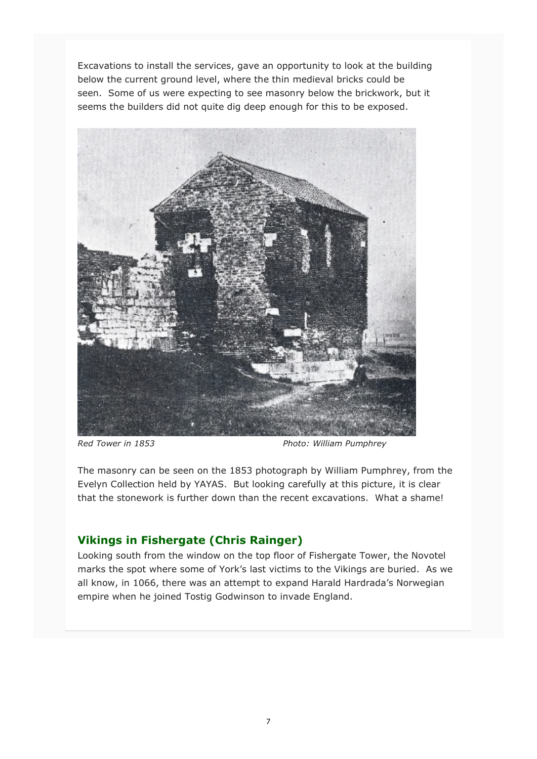Excavations to install the services, gave an opportunity to look at the building below the current ground level, where the thin medieval bricks could be seen. Some of us were expecting to see masonry below the brickwork, but it seems the builders did not quite dig deep enough for this to be exposed.

*Red Tower in 1853* *Photo: William Pumphrey*

The masonry can be seen on the 1853 photograph by William Pumphrey, from the Evelyn Collection held by YAYAS. But looking carefully at this picture, it is clear that the stonework is further down than the recent excavations. What a shame!

## Vikings in Fishergate (Chris Rainger)

Looking south from the window on the top floor of Fishergate Tower, the Novotel marks the spot where some of York's last victims to the Vikings are buried. As we all know, in 1066, there was an attempt to expand Harald Hardrada's Norwegian empire when he joined Tostig Godwinson to invade England.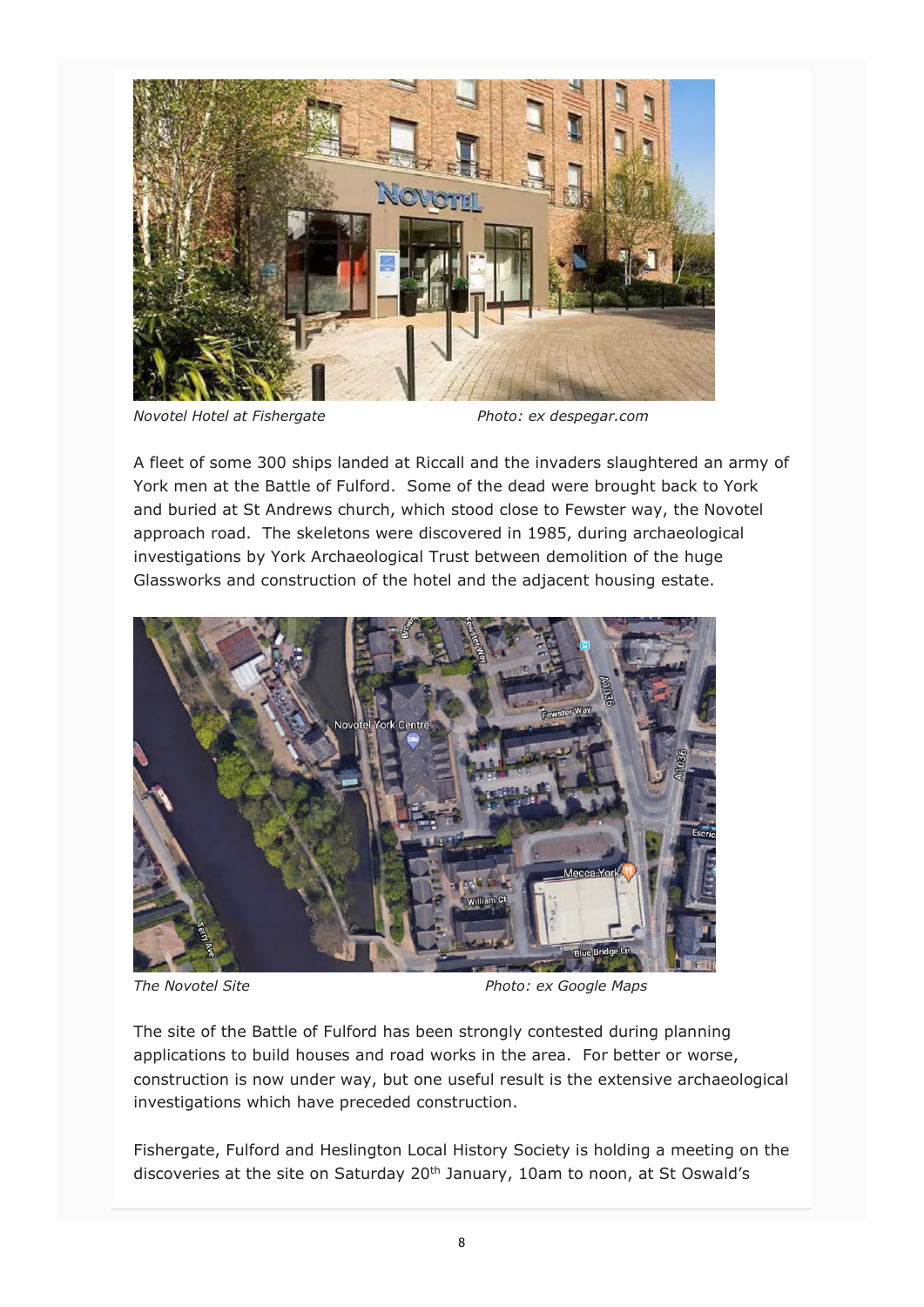*Novotel Hotel at Fishergate* *Photo: ex despegar.com*

A fleet of some 300 ships landed at Riccall and the invaders slaughtered an army of York men at the Battle of Fulford. Some of the dead were brought back to York and buried at St Andrews church, which stood close to Fewster way, the Novotel approach road. The skeletons were discovered in 1985, during archaeological investigations by York Archaeological Trust between demolition of the huge Glassworks and construction of the hotel and the adjacent housing estate.

*The Novotel Site* *Photo: ex Google Maps*

The site of the Battle of Fulford has been strongly contested during planning applications to build houses and road works in the area. For better or worse, construction is now under way, but one useful result is the extensive archaeological investigations which have preceded construction.

Fishergate, Fulford and Heslington Local History Society is holding a meeting on the discoveries at the site on Saturday 20th January, 10am to noon, at St Oswald's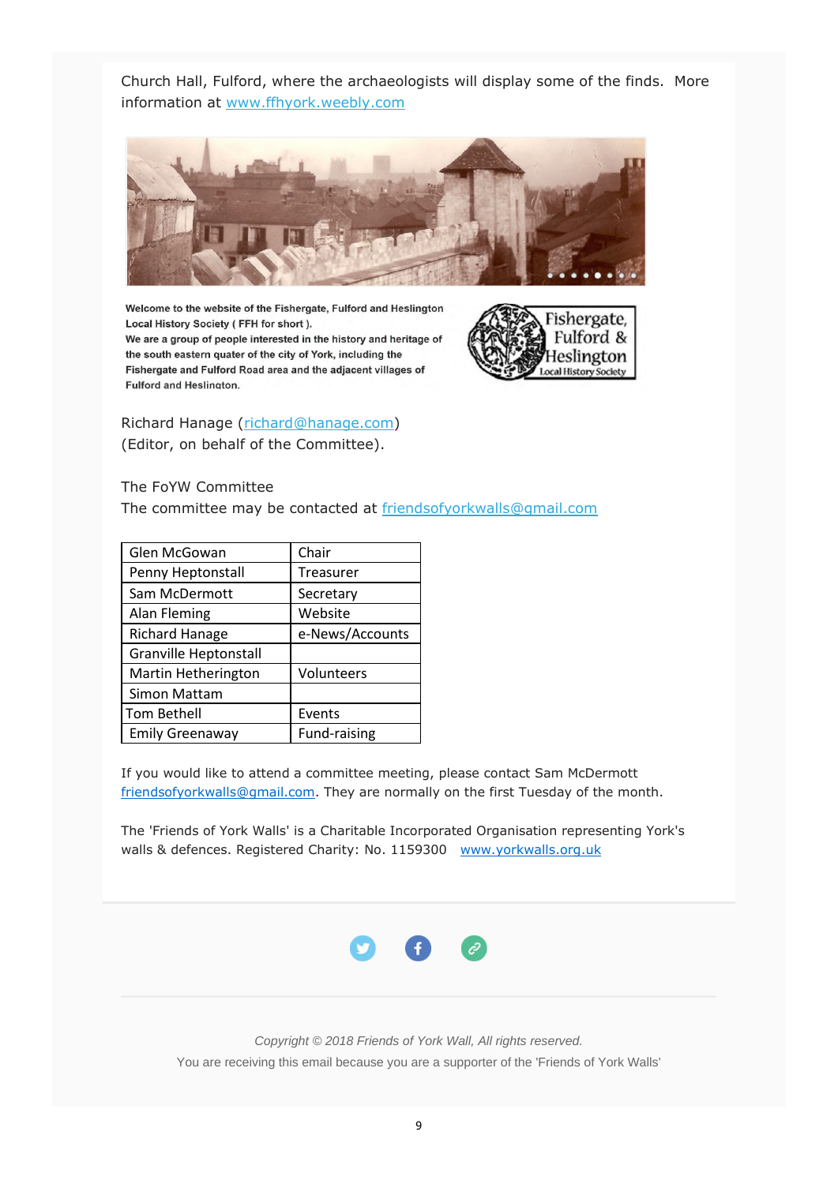Church Hall, Fulford, where the archaeologists will display some of the finds. More information at www.ffhyork.weebly.com

Welcome to the website of the Fishergate, Fulford and Heslington Local History Society ( FFH for short ).
We are a group of people interested in the history and heritage of the south eastern quater of the city of York, including the Fishergate and Fulford Road area and the adjacent villages of Fulford and Heslington.

Fishergate, Fulford & Heslington Local History Society

Richard Hanage (richard@hanage.com)
(Editor, on behalf of the Committee).

The FoYW Committee
The committee may be contacted at friendsofyorkwalls@gmail.com

| | |
|---|---|
| Glen McGowan | Chair |
| Penny Heptonstall | Treasurer |
| Sam McDermott | Secretary |
| Alan Fleming | Website |
| Richard Hanage | e-News/Accounts |
| Granville Heptonstall | |
| Martin Hetherington | Volunteers |
| Simon Mattam | |
| Tom Bethell | Events |
| Emily Greenaway | Fund-raising |

If you would like to attend a committee meeting, please contact Sam McDermott friendsofyorkwalls@gmail.com. They are normally on the first Tuesday of the month.

The 'Friends of York Walls' is a Charitable Incorporated Organisation representing York's walls & defences. Registered Charity: No. 1159300 www.yorkwalls.org.uk

*Copyright © 2018 Friends of York Wall, All rights reserved.*

You are receiving this email because you are a supporter of the 'Friends of York Walls'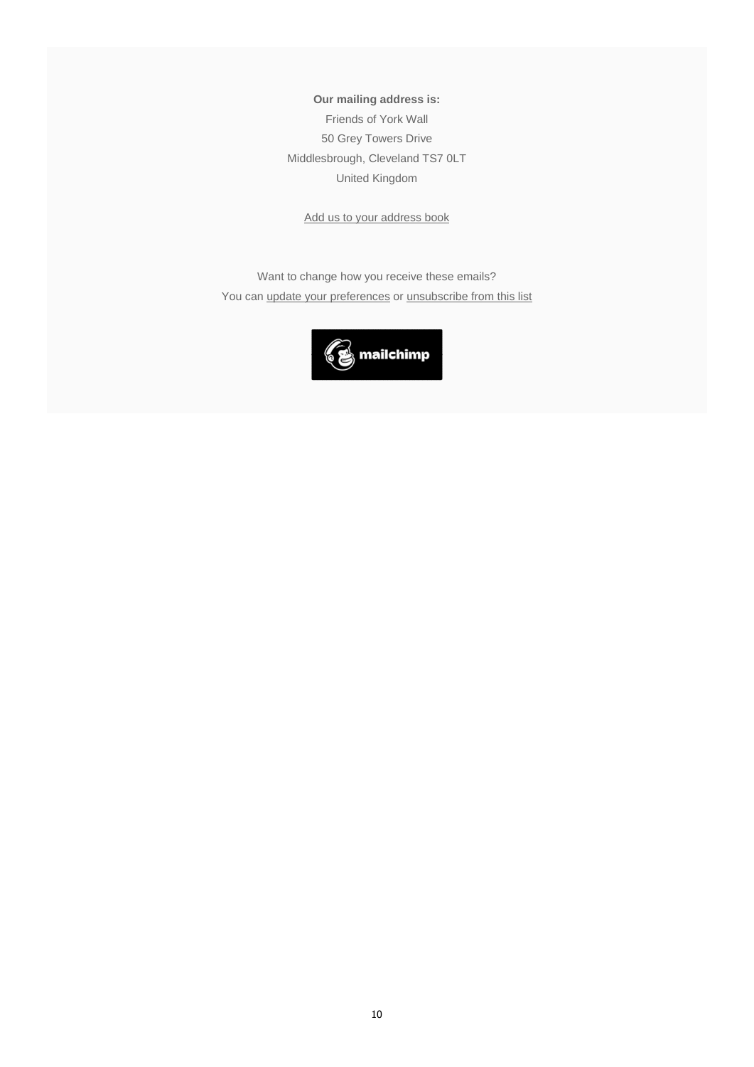**Our mailing address is:**
Friends of York Wall
50 Grey Towers Drive
Middlesbrough, Cleveland TS7 0LT
United Kingdom

Add us to your address book

Want to change how you receive these emails?
You can update your preferences or unsubscribe from this list

mailchimp